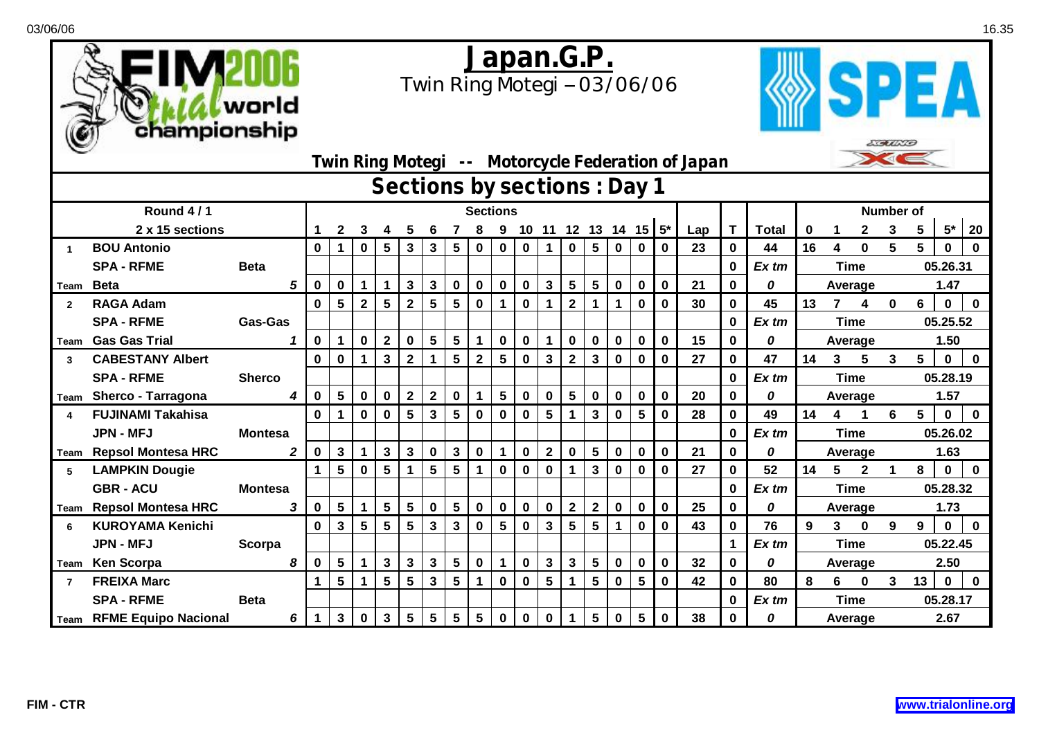# Japan.G.P.

Twin Ring Motegi – 03/06/06

FIM 2006 trial world championship

SPEA

**Twin Ring Motegi -- Motorcycle Federation of Japan**

## Sections by sections : Day 1

| Round 4 / 1 | | | Sections | | | | | | | | | | | | | | | | | | | Number of | | | | | | |
|---|---|---|---|---|---|---|---|---|---|---|---|---|---|---|---|---|---|---|---|---|---|---|---|---|---|---|---|---|
| 2 x 15 sections | | | 1 | 2 | 3 | 4 | 5 | 6 | 7 | 8 | 9 | 10 | 11 | 12 | 13 | 14 | 15 | 5* | Lap | T | Total | 0 | 1 | 2 | 3 | 5 | 5* | 20 |
| 1 | BOU Antonio | | 0 | 1 | 0 | 5 | 3 | 3 | 5 | 0 | 0 | 0 | 1 | 0 | 5 | 0 | 0 | 0 | 23 | 0 | 44 | 16 | 4 | 0 | 5 | 5 | 0 | 0 |
| | SPA - RFME | Beta | | | | | | | | | | | | | | | | | | 0 | *Ex tm* | | Time | | | | 05.26.31 | |
| Team | Beta | *5* | 0 | 0 | 1 | 1 | 3 | 3 | 0 | 0 | 0 | 0 | 3 | 5 | 5 | 0 | 0 | 0 | 21 | 0 | *0* | | Average | | | | 1.47 | |
| 2 | RAGA Adam | | 0 | 5 | 2 | 5 | 2 | 5 | 5 | 0 | 1 | 0 | 1 | 2 | 1 | 1 | 0 | 0 | 30 | 0 | 45 | 13 | 7 | 4 | 0 | 6 | 0 | 0 |
| | SPA - RFME | Gas-Gas | | | | | | | | | | | | | | | | | | 0 | *Ex tm* | | Time | | | | 05.25.52 | |
| Team | Gas Gas Trial | *1* | 0 | 1 | 0 | 2 | 0 | 5 | 5 | 1 | 0 | 0 | 1 | 0 | 0 | 0 | 0 | 0 | 15 | 0 | *0* | | Average | | | | 1.50 | |
| 3 | CABESTANY Albert | | 0 | 0 | 1 | 3 | 2 | 1 | 5 | 2 | 5 | 0 | 3 | 2 | 3 | 0 | 0 | 0 | 27 | 0 | 47 | 14 | 3 | 5 | 3 | 5 | 0 | 0 |
| | SPA - RFME | Sherco | | | | | | | | | | | | | | | | | | 0 | *Ex tm* | | Time | | | | 05.28.19 | |
| Team | Sherco - Tarragona | *4* | 0 | 5 | 0 | 0 | 2 | 2 | 0 | 1 | 5 | 0 | 0 | 5 | 0 | 0 | 0 | 0 | 20 | 0 | *0* | | Average | | | | 1.57 | |
| 4 | FUJINAMI Takahisa | | 0 | 1 | 0 | 0 | 5 | 3 | 5 | 0 | 0 | 0 | 5 | 1 | 3 | 0 | 5 | 0 | 28 | 0 | 49 | 14 | 4 | 1 | 6 | 5 | 0 | 0 |
| | JPN - MFJ | Montesa | | | | | | | | | | | | | | | | | | 0 | *Ex tm* | | Time | | | | 05.26.02 | |
| Team | Repsol Montesa HRC | *2* | 0 | 3 | 1 | 3 | 3 | 0 | 3 | 0 | 1 | 0 | 2 | 0 | 5 | 0 | 0 | 0 | 21 | 0 | *0* | | Average | | | | 1.63 | |
| 5 | LAMPKIN Dougie | | 1 | 5 | 0 | 5 | 1 | 5 | 5 | 1 | 0 | 0 | 0 | 1 | 3 | 0 | 0 | 0 | 27 | 0 | 52 | 14 | 5 | 2 | 1 | 8 | 0 | 0 |
| | GBR - ACU | Montesa | | | | | | | | | | | | | | | | | | 0 | *Ex tm* | | Time | | | | 05.28.32 | |
| Team | Repsol Montesa HRC | *3* | 0 | 5 | 1 | 5 | 5 | 0 | 5 | 0 | 0 | 0 | 0 | 2 | 2 | 0 | 0 | 0 | 25 | 0 | *0* | | Average | | | | 1.73 | |
| 6 | KUROYAMA Kenichi | | 0 | 3 | 5 | 5 | 5 | 3 | 3 | 0 | 5 | 0 | 3 | 5 | 5 | 1 | 0 | 0 | 43 | 0 | 76 | 9 | 3 | 0 | 9 | 9 | 0 | 0 |
| | JPN - MFJ | Scorpa | | | | | | | | | | | | | | | | | | 1 | *Ex tm* | | Time | | | | 05.22.45 | |
| Team | Ken Scorpa | *8* | 0 | 5 | 1 | 3 | 3 | 3 | 5 | 0 | 1 | 0 | 3 | 3 | 5 | 0 | 0 | 0 | 32 | 0 | *0* | | Average | | | | 2.50 | |
| 7 | FREIXA Marc | | 1 | 5 | 1 | 5 | 5 | 3 | 5 | 1 | 0 | 0 | 5 | 1 | 5 | 0 | 5 | 0 | 42 | 0 | 80 | 8 | 6 | 0 | 3 | 13 | 0 | 0 |
| | SPA - RFME | Beta | | | | | | | | | | | | | | | | | | 0 | *Ex tm* | | Time | | | | 05.28.17 | |
| Team | RFME Equipo Nacional | *6* | 1 | 3 | 0 | 3 | 5 | 5 | 5 | 5 | 0 | 0 | 0 | 1 | 5 | 0 | 5 | 0 | 38 | 0 | *0* | | Average | | | | 2.67 | |

FIM - CTR

www.trialonline.org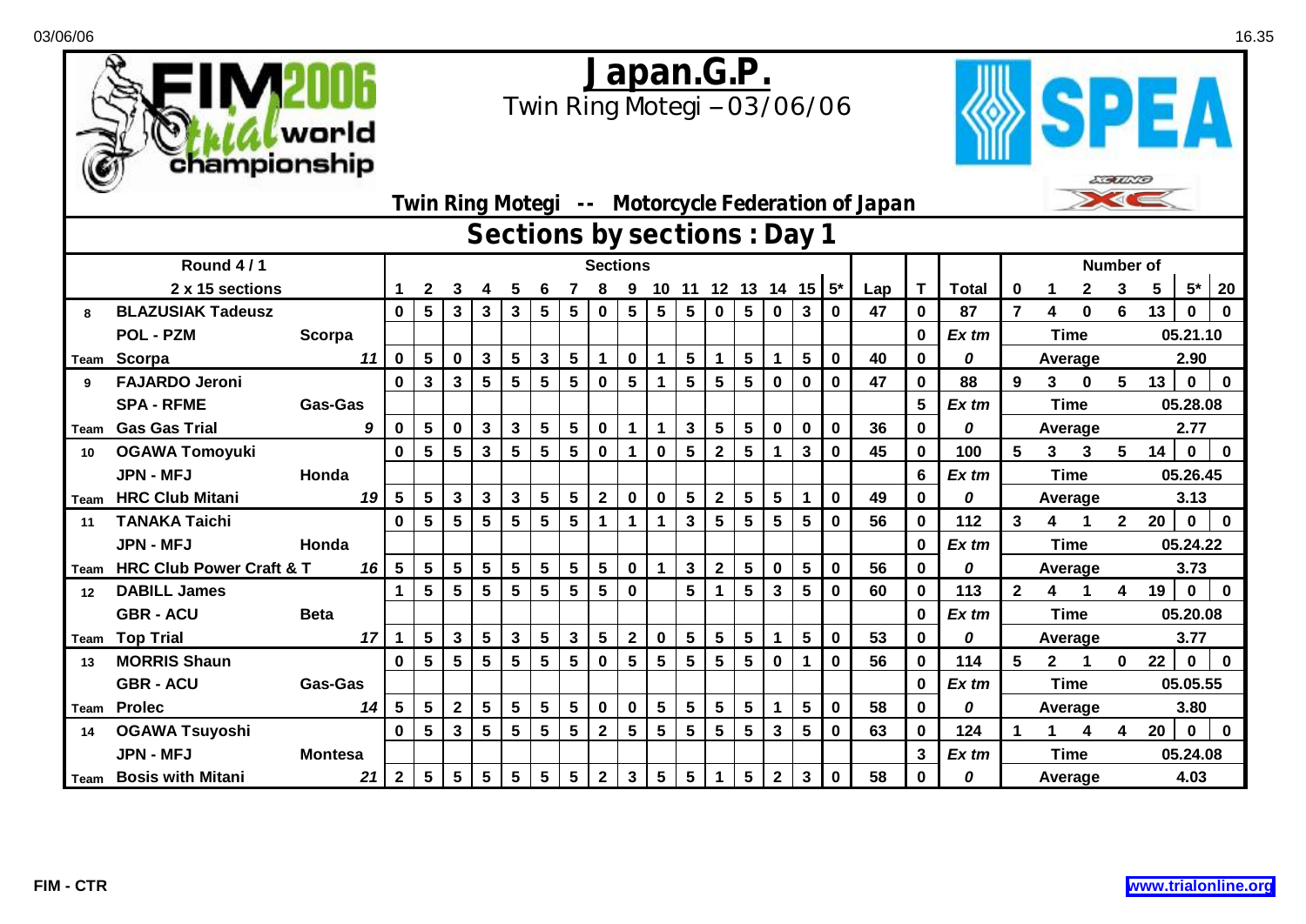# Japan.G.P.

Twin Ring Motegi – 03/06/06

**Twin Ring Motegi -- Motorcycle Federation of Japan**

## Sections by sections : Day 1

| | Round 4 / 1 | | | Sections | | | | | | | | | | | | | | | | | | | Number of | | | | | | |
|---|---|---|---|---|---|---|---|---|---|---|---|---|---|---|---|---|---|---|---|---|---|---|---|---|---|---|---|---|---|
| | 2 x 15 sections | | | 1 | 2 | 3 | 4 | 5 | 6 | 7 | 8 | 9 | 10 | 11 | 12 | 13 | 14 | 15 | 5* | Lap | T | Total | 0 | 1 | 2 | 3 | 5 | 5* | 20 |
| 8 | BLAZUSIAK Tadeusz | | | 0 | 5 | 3 | 3 | 3 | 5 | 5 | 0 | 5 | 5 | 5 | 0 | 5 | 0 | 3 | 0 | 47 | 0 | 87 | 7 | 4 | 0 | 6 | 13 | 0 | 0 |
| | POL - PZM | Scorpa | | | | | | | | | | | | | | | | | | | 0 | Ex tm | Time | | | | 05.21.10 | | |
| Team | Scorpa | | 11 | 0 | 5 | 0 | 3 | 5 | 3 | 5 | 1 | 0 | 1 | 5 | 1 | 5 | 1 | 5 | 0 | 40 | 0 | 0 | Average | | | | 2.90 | | |
| 9 | FAJARDO Jeroni | | | 0 | 3 | 3 | 5 | 5 | 5 | 5 | 0 | 5 | 1 | 5 | 5 | 5 | 0 | 0 | 0 | 47 | 0 | 88 | 9 | 3 | 0 | 5 | 13 | 0 | 0 |
| | SPA - RFME | Gas-Gas | | | | | | | | | | | | | | | | | | | 5 | Ex tm | Time | | | | 05.28.08 | | |
| Team | Gas Gas Trial | | 9 | 0 | 5 | 0 | 3 | 3 | 5 | 5 | 0 | 1 | 1 | 3 | 5 | 5 | 0 | 0 | 0 | 36 | 0 | 0 | Average | | | | 2.77 | | |
| 10 | OGAWA Tomoyuki | | | 0 | 5 | 5 | 3 | 5 | 5 | 5 | 0 | 1 | 0 | 5 | 2 | 5 | 1 | 3 | 0 | 45 | 0 | 100 | 5 | 3 | 3 | 5 | 14 | 0 | 0 |
| | JPN - MFJ | Honda | | | | | | | | | | | | | | | | | | | 6 | Ex tm | Time | | | | 05.26.45 | | |
| Team | HRC Club Mitani | | 19 | 5 | 5 | 3 | 3 | 3 | 5 | 5 | 2 | 0 | 0 | 5 | 2 | 5 | 5 | 1 | 0 | 49 | 0 | 0 | Average | | | | 3.13 | | |
| 11 | TANAKA Taichi | | | 0 | 5 | 5 | 5 | 5 | 5 | 5 | 1 | 1 | 1 | 3 | 5 | 5 | 5 | 5 | 0 | 56 | 0 | 112 | 3 | 4 | 1 | 2 | 20 | 0 | 0 |
| | JPN - MFJ | Honda | | | | | | | | | | | | | | | | | | | 0 | Ex tm | Time | | | | 05.24.22 | | |
| Team | HRC Club Power Craft & T | | 16 | 5 | 5 | 5 | 5 | 5 | 5 | 5 | 5 | 0 | 1 | 3 | 2 | 5 | 0 | 5 | 0 | 56 | 0 | 0 | Average | | | | 3.73 | | |
| 12 | DABILL James | | | 1 | 5 | 5 | 5 | 5 | 5 | 5 | 5 | 0 | | 5 | 1 | 5 | 3 | 5 | 0 | 60 | 0 | 113 | 2 | 4 | 1 | 4 | 19 | 0 | 0 |
| | GBR - ACU | Beta | | | | | | | | | | | | | | | | | | | 0 | Ex tm | Time | | | | 05.20.08 | | |
| Team | Top Trial | | 17 | 1 | 5 | 3 | 5 | 3 | 5 | 3 | 5 | 2 | 0 | 5 | 5 | 5 | 1 | 5 | 0 | 53 | 0 | 0 | Average | | | | 3.77 | | |
| 13 | MORRIS Shaun | | | 0 | 5 | 5 | 5 | 5 | 5 | 5 | 0 | 5 | 5 | 5 | 5 | 5 | 0 | 1 | 0 | 56 | 0 | 114 | 5 | 2 | 1 | 0 | 22 | 0 | 0 |
| | GBR - ACU | Gas-Gas | | | | | | | | | | | | | | | | | | | 0 | Ex tm | Time | | | | 05.05.55 | | |
| Team | Prolec | | 14 | 5 | 5 | 2 | 5 | 5 | 5 | 5 | 0 | 0 | 5 | 5 | 5 | 5 | 1 | 5 | 0 | 58 | 0 | 0 | Average | | | | 3.80 | | |
| 14 | OGAWA Tsuyoshi | | | 0 | 5 | 3 | 5 | 5 | 5 | 5 | 2 | 5 | 5 | 5 | 5 | 5 | 3 | 5 | 0 | 63 | 0 | 124 | 1 | 1 | 4 | 4 | 20 | 0 | 0 |
| | JPN - MFJ | Montesa | | | | | | | | | | | | | | | | | | | 3 | Ex tm | Time | | | | 05.24.08 | | |
| Team | Bosis with Mitani | | 21 | 2 | 5 | 5 | 5 | 5 | 5 | 5 | 2 | 3 | 5 | 5 | 1 | 5 | 2 | 3 | 0 | 58 | 0 | 0 | Average | | | | 4.03 | | |

FIM - CTR

www.trialonline.org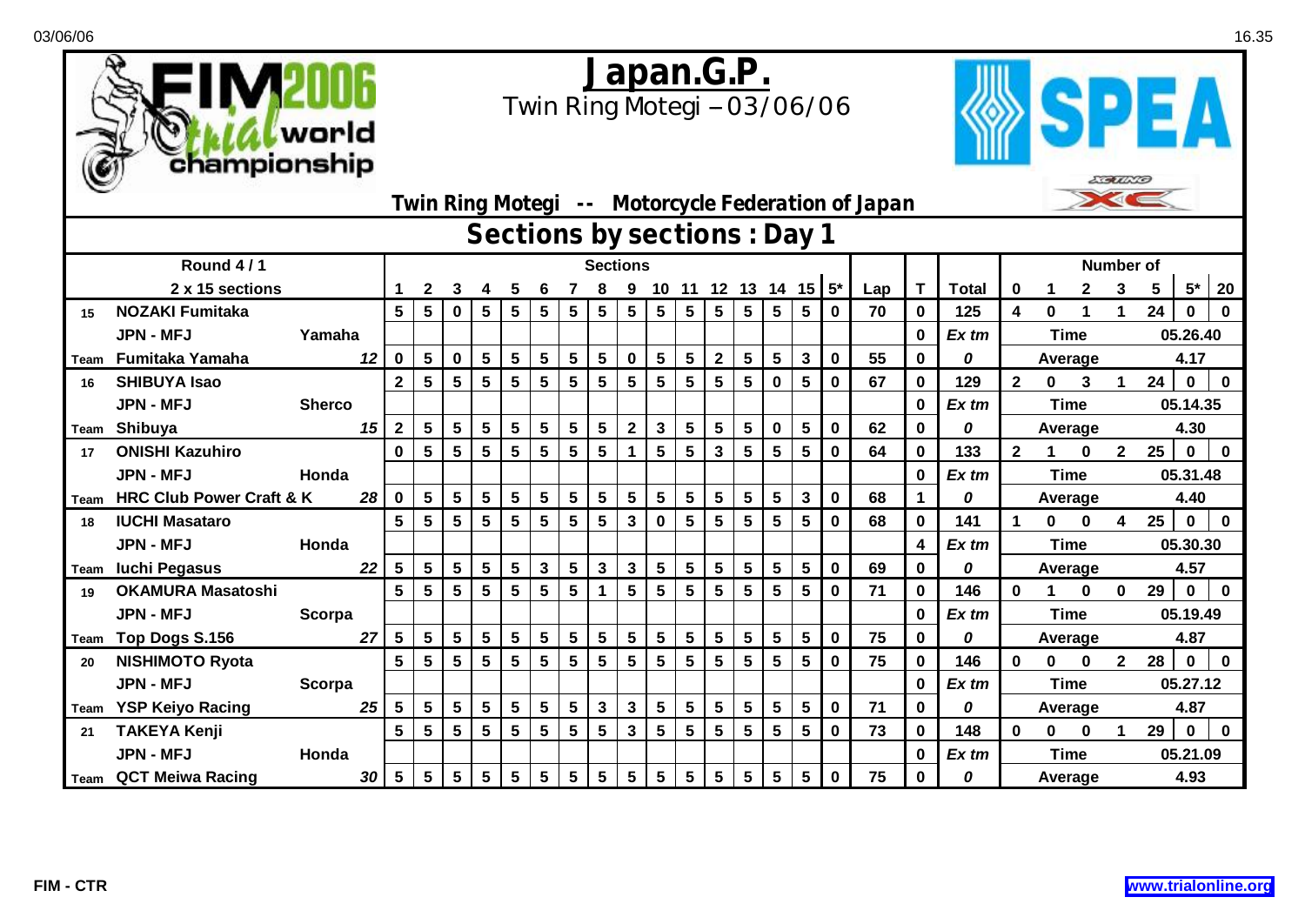# Japan.G.P.

Twin Ring Motegi – 03/06/06

**Twin Ring Motegi -- Motorcycle Federation of Japan**

## Sections by sections : Day 1

| Round 4 / 1 | | | | | | | | | | | Sections | | | | | | | | | | | | Number of | | | | | | |
|---|---|---|---|---|---|---|---|---|---|---|---|---|---|---|---|---|---|---|---|---|---|---|---|---|---|---|---|---|---|
| 2 x 15 sections | | | 1 | 2 | 3 | 4 | 5 | 6 | 7 | 8 | 9 | 10 | 11 | 12 | 13 | 14 | 15 | 5* | Lap | T | Total | 0 | 1 | 2 | 3 | 5 | 5* | 20 |
| 15 | NOZAKI Fumitaka | | 5 | 5 | 0 | 5 | 5 | 5 | 5 | 5 | 5 | 5 | 5 | 5 | 5 | 5 | 5 | 0 | 70 | 0 | 125 | 4 | 0 | 1 | 1 | 24 | 0 | 0 |
| | JPN - MFJ | Yamaha | | | | | | | | | | | | | | | | | | 0 | Ex tm | Time | | | | 05.26.40 | | |
| Team | Fumitaka Yamaha | 12 | 0 | 5 | 0 | 5 | 5 | 5 | 5 | 5 | 0 | 5 | 5 | 2 | 5 | 5 | 3 | 0 | 55 | 0 | 0 | Average | | | | 4.17 | | |
| 16 | SHIBUYA Isao | | 2 | 5 | 5 | 5 | 5 | 5 | 5 | 5 | 5 | 5 | 5 | 5 | 5 | 0 | 5 | 0 | 67 | 0 | 129 | 2 | 0 | 3 | 1 | 24 | 0 | 0 |
| | JPN - MFJ | Sherco | | | | | | | | | | | | | | | | | | 0 | Ex tm | Time | | | | 05.14.35 | | |
| Team | Shibuya | 15 | 2 | 5 | 5 | 5 | 5 | 5 | 5 | 5 | 2 | 3 | 5 | 5 | 5 | 0 | 5 | 0 | 62 | 0 | 0 | Average | | | | 4.30 | | |
| 17 | ONISHI Kazuhiro | | 0 | 5 | 5 | 5 | 5 | 5 | 5 | 5 | 1 | 5 | 5 | 3 | 5 | 5 | 5 | 0 | 64 | 0 | 133 | 2 | 1 | 0 | 2 | 25 | 0 | 0 |
| | JPN - MFJ | Honda | | | | | | | | | | | | | | | | | | 0 | Ex tm | Time | | | | 05.31.48 | | |
| Team | HRC Club Power Craft & K | 28 | 0 | 5 | 5 | 5 | 5 | 5 | 5 | 5 | 5 | 5 | 5 | 5 | 5 | 5 | 3 | 0 | 68 | 1 | 0 | Average | | | | 4.40 | | |
| 18 | IUCHI Masataro | | 5 | 5 | 5 | 5 | 5 | 5 | 5 | 5 | 3 | 0 | 5 | 5 | 5 | 5 | 5 | 0 | 68 | 0 | 141 | 1 | 0 | 0 | 4 | 25 | 0 | 0 |
| | JPN - MFJ | Honda | | | | | | | | | | | | | | | | | | 4 | Ex tm | Time | | | | 05.30.30 | | |
| Team | Iuchi Pegasus | 22 | 5 | 5 | 5 | 5 | 5 | 3 | 5 | 3 | 3 | 5 | 5 | 5 | 5 | 5 | 5 | 0 | 69 | 0 | 0 | Average | | | | 4.57 | | |
| 19 | OKAMURA Masatoshi | | 5 | 5 | 5 | 5 | 5 | 5 | 5 | 1 | 5 | 5 | 5 | 5 | 5 | 5 | 5 | 0 | 71 | 0 | 146 | 0 | 1 | 0 | 0 | 29 | 0 | 0 |
| | JPN - MFJ | Scorpa | | | | | | | | | | | | | | | | | | 0 | Ex tm | Time | | | | 05.19.49 | | |
| Team | Top Dogs S.156 | 27 | 5 | 5 | 5 | 5 | 5 | 5 | 5 | 5 | 5 | 5 | 5 | 5 | 5 | 5 | 5 | 0 | 75 | 0 | 0 | Average | | | | 4.87 | | |
| 20 | NISHIMOTO Ryota | | 5 | 5 | 5 | 5 | 5 | 5 | 5 | 5 | 5 | 5 | 5 | 5 | 5 | 5 | 5 | 0 | 75 | 0 | 146 | 0 | 0 | 0 | 2 | 28 | 0 | 0 |
| | JPN - MFJ | Scorpa | | | | | | | | | | | | | | | | | | 0 | Ex tm | Time | | | | 05.27.12 | | |
| Team | YSP Keiyo Racing | 25 | 5 | 5 | 5 | 5 | 5 | 5 | 5 | 3 | 3 | 5 | 5 | 5 | 5 | 5 | 5 | 0 | 71 | 0 | 0 | Average | | | | 4.87 | | |
| 21 | TAKEYA Kenji | | 5 | 5 | 5 | 5 | 5 | 5 | 5 | 5 | 3 | 5 | 5 | 5 | 5 | 5 | 5 | 0 | 73 | 0 | 148 | 0 | 0 | 0 | 1 | 29 | 0 | 0 |
| | JPN - MFJ | Honda | | | | | | | | | | | | | | | | | | 0 | Ex tm | Time | | | | 05.21.09 | | |
| Team | QCT Meiwa Racing | 30 | 5 | 5 | 5 | 5 | 5 | 5 | 5 | 5 | 5 | 5 | 5 | 5 | 5 | 5 | 5 | 0 | 75 | 0 | 0 | Average | | | | 4.93 | | |

FIM - CTR

www.trialonline.org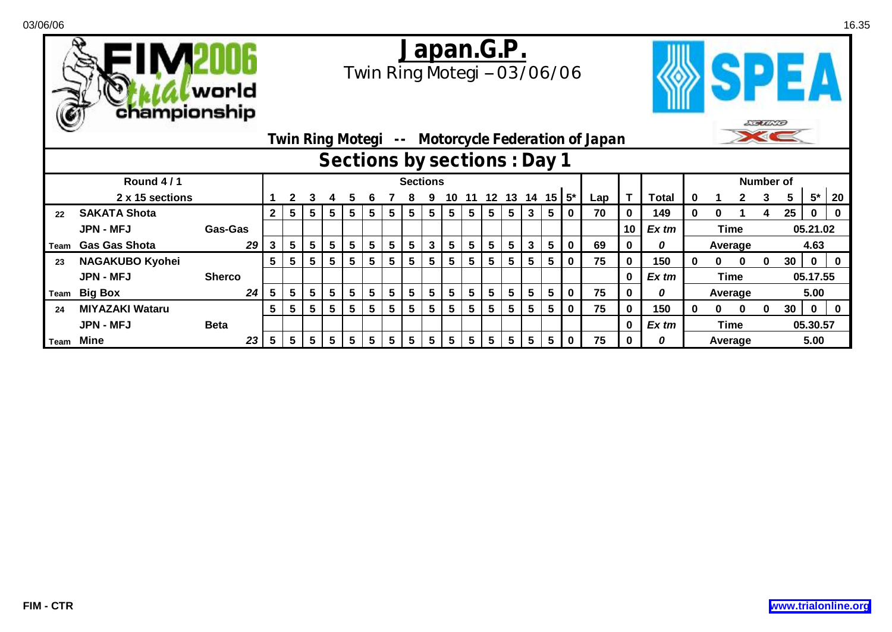# Japan.G.P.

Twin Ring Motegi – 03/06/06

**Twin Ring Motegi -- Motorcycle Federation of Japan**

## Sections by sections : Day 1

| Round 4 / 1 | | | Sections | | | | | | | | | | | | | | | | | | | | Number of | | | | | | |
|---|---|---|---|---|---|---|---|---|---|---|---|---|---|---|---|---|---|---|---|---|---|---|---|---|---|---|---|
| 2 x 15 sections | | | 1 | 2 | 3 | 4 | 5 | 6 | 7 | 8 | 9 | 10 | 11 | 12 | 13 | 14 | 15 | 5* | Lap | T | Total | 0 | 1 | 2 | 3 | 5 | 5* | 20 |
| 22 | SAKATA Shota | | 2 | 5 | 5 | 5 | 5 | 5 | 5 | 5 | 5 | 5 | 5 | 5 | 5 | 3 | 5 | 0 | 70 | 0 | 149 | 0 | 0 | 1 | 4 | 25 | 0 | 0 |
| | JPN - MFJ | Gas-Gas | | | | | | | | | | | | | | | | | | 10 | *Ex tm* | | Time | | | | 05.21.02 | |
| Team | Gas Gas Shota | *29* | 3 | 5 | 5 | 5 | 5 | 5 | 5 | 5 | 3 | 5 | 5 | 5 | 5 | 3 | 5 | 0 | 69 | 0 | *0* | | Average | | | | 4.63 | |
| 23 | NAGAKUBO Kyohei | | 5 | 5 | 5 | 5 | 5 | 5 | 5 | 5 | 5 | 5 | 5 | 5 | 5 | 5 | 5 | 0 | 75 | 0 | 150 | 0 | 0 | 0 | 0 | 30 | 0 | 0 |
| | JPN - MFJ | Sherco | | | | | | | | | | | | | | | | | | 0 | *Ex tm* | | Time | | | | 05.17.55 | |
| Team | Big Box | *24* | 5 | 5 | 5 | 5 | 5 | 5 | 5 | 5 | 5 | 5 | 5 | 5 | 5 | 5 | 5 | 0 | 75 | 0 | *0* | | Average | | | | 5.00 | |
| 24 | MIYAZAKI Wataru | | 5 | 5 | 5 | 5 | 5 | 5 | 5 | 5 | 5 | 5 | 5 | 5 | 5 | 5 | 5 | 0 | 75 | 0 | 150 | 0 | 0 | 0 | 0 | 30 | 0 | 0 |
| | JPN - MFJ | Beta | | | | | | | | | | | | | | | | | | 0 | *Ex tm* | | Time | | | | 05.30.57 | |
| Team | Mine | *23* | 5 | 5 | 5 | 5 | 5 | 5 | 5 | 5 | 5 | 5 | 5 | 5 | 5 | 5 | 5 | 0 | 75 | 0 | *0* | | Average | | | | 5.00 | |